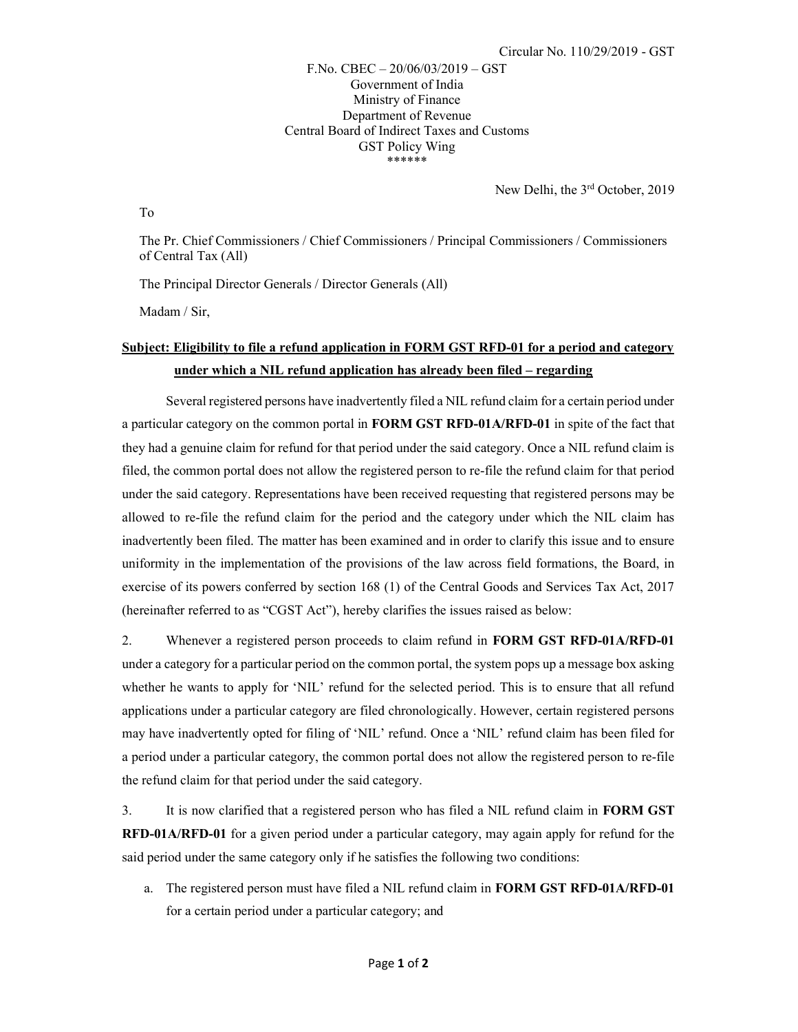Circular No. 110/29/2019 - GST

F.No. CBEC – 20/06/03/2019 – GST
Government of India
Ministry of Finance
Department of Revenue
Central Board of Indirect Taxes and Customs
GST Policy Wing
******

New Delhi, the 3rd October, 2019

To

The Pr. Chief Commissioners / Chief Commissioners / Principal Commissioners / Commissioners of Central Tax (All)

The Principal Director Generals / Director Generals (All)

Madam / Sir,

**Subject: Eligibility to file a refund application in FORM GST RFD-01 for a period and category under which a NIL refund application has already been filed – regarding**

Several registered persons have inadvertently filed a NIL refund claim for a certain period under a particular category on the common portal in **FORM GST RFD-01A/RFD-01** in spite of the fact that they had a genuine claim for refund for that period under the said category. Once a NIL refund claim is filed, the common portal does not allow the registered person to re-file the refund claim for that period under the said category. Representations have been received requesting that registered persons may be allowed to re-file the refund claim for the period and the category under which the NIL claim has inadvertently been filed. The matter has been examined and in order to clarify this issue and to ensure uniformity in the implementation of the provisions of the law across field formations, the Board, in exercise of its powers conferred by section 168 (1) of the Central Goods and Services Tax Act, 2017 (hereinafter referred to as "CGST Act"), hereby clarifies the issues raised as below:

2. Whenever a registered person proceeds to claim refund in **FORM GST RFD-01A/RFD-01** under a category for a particular period on the common portal, the system pops up a message box asking whether he wants to apply for 'NIL' refund for the selected period. This is to ensure that all refund applications under a particular category are filed chronologically. However, certain registered persons may have inadvertently opted for filing of 'NIL' refund. Once a 'NIL' refund claim has been filed for a period under a particular category, the common portal does not allow the registered person to re-file the refund claim for that period under the said category.

3. It is now clarified that a registered person who has filed a NIL refund claim in **FORM GST RFD-01A/RFD-01** for a given period under a particular category, may again apply for refund for the said period under the same category only if he satisfies the following two conditions:

a. The registered person must have filed a NIL refund claim in **FORM GST RFD-01A/RFD-01** for a certain period under a particular category; and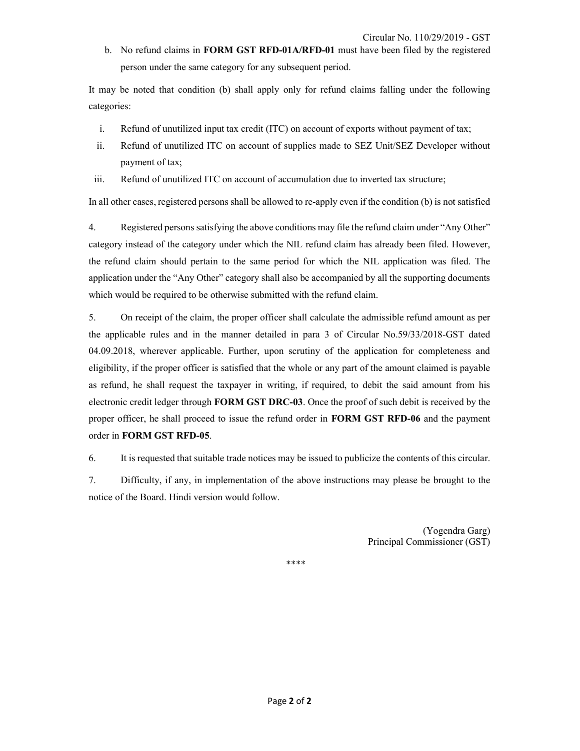b. No refund claims in **FORM GST RFD-01A/RFD-01** must have been filed by the registered person under the same category for any subsequent period.

It may be noted that condition (b) shall apply only for refund claims falling under the following categories:

i. Refund of unutilized input tax credit (ITC) on account of exports without payment of tax;

ii. Refund of unutilized ITC on account of supplies made to SEZ Unit/SEZ Developer without payment of tax;

iii. Refund of unutilized ITC on account of accumulation due to inverted tax structure;

In all other cases, registered persons shall be allowed to re-apply even if the condition (b) is not satisfied

4. Registered persons satisfying the above conditions may file the refund claim under "Any Other" category instead of the category under which the NIL refund claim has already been filed. However, the refund claim should pertain to the same period for which the NIL application was filed. The application under the "Any Other" category shall also be accompanied by all the supporting documents which would be required to be otherwise submitted with the refund claim.

5. On receipt of the claim, the proper officer shall calculate the admissible refund amount as per the applicable rules and in the manner detailed in para 3 of Circular No.59/33/2018-GST dated 04.09.2018, wherever applicable. Further, upon scrutiny of the application for completeness and eligibility, if the proper officer is satisfied that the whole or any part of the amount claimed is payable as refund, he shall request the taxpayer in writing, if required, to debit the said amount from his electronic credit ledger through **FORM GST DRC-03**. Once the proof of such debit is received by the proper officer, he shall proceed to issue the refund order in **FORM GST RFD-06** and the payment order in **FORM GST RFD-05**.

6. It is requested that suitable trade notices may be issued to publicize the contents of this circular.

7. Difficulty, if any, in implementation of the above instructions may please be brought to the notice of the Board. Hindi version would follow.

(Yogendra Garg)
Principal Commissioner (GST)

****